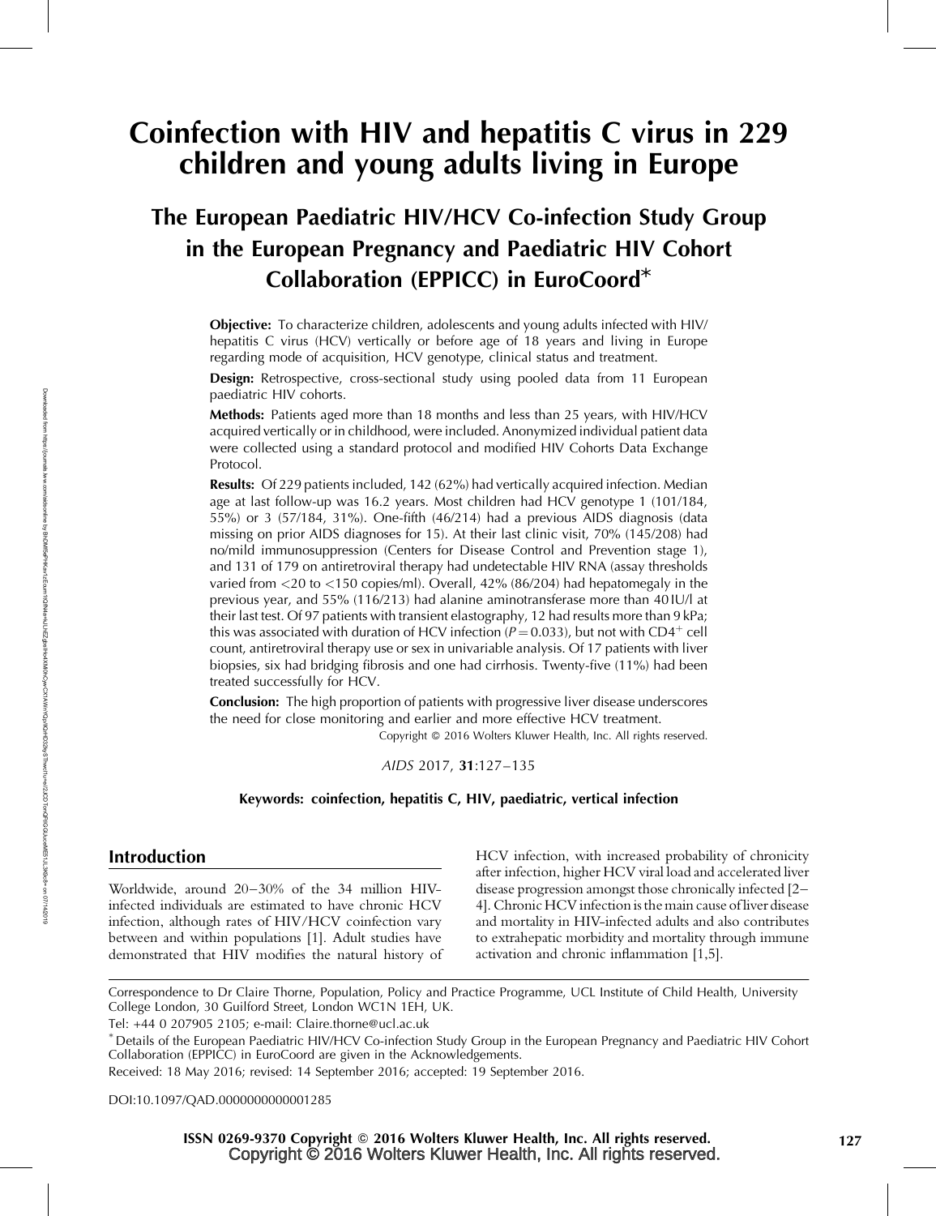# Coinfection with HIV and hepatitis C virus in 229 children and young adults living in Europe

## The European Paediatric HIV/HCV Co-infection Study Group in the European Pregnancy and Paediatric HIV Cohort Collaboration (EPPICC) in EuroCoord*

**Objective:** To characterize children, adolescents and young adults infected with HIV/hepatitis C virus (HCV) vertically or before age of 18 years and living in Europe regarding mode of acquisition, HCV genotype, clinical status and treatment.

**Design:** Retrospective, cross-sectional study using pooled data from 11 European paediatric HIV cohorts.

**Methods:** Patients aged more than 18 months and less than 25 years, with HIV/HCV acquired vertically or in childhood, were included. Anonymized individual patient data were collected using a standard protocol and modified HIV Cohorts Data Exchange Protocol.

**Results:** Of 229 patients included, 142 (62%) had vertically acquired infection. Median age at last follow-up was 16.2 years. Most children had HCV genotype 1 (101/184, 55%) or 3 (57/184, 31%). One-fifth (46/214) had a previous AIDS diagnosis (data missing on prior AIDS diagnoses for 15). At their last clinic visit, 70% (145/208) had no/mild immunosuppression (Centers for Disease Control and Prevention stage 1), and 131 of 179 on antiretroviral therapy had undetectable HIV RNA (assay thresholds varied from <20 to <150 copies/ml). Overall, 42% (86/204) had hepatomegaly in the previous year, and 55% (116/213) had alanine aminotransferase more than 40 IU/l at their last test. Of 97 patients with transient elastography, 12 had results more than 9 kPa; this was associated with duration of HCV infection ($P = 0.033$), but not with $CD4^+$ cell count, antiretroviral therapy use or sex in univariable analysis. Of 17 patients with liver biopsies, six had bridging fibrosis and one had cirrhosis. Twenty-five (11%) had been treated successfully for HCV.

**Conclusion:** The high proportion of patients with progressive liver disease underscores the need for close monitoring and earlier and more effective HCV treatment.

Copyright © 2016 Wolters Kluwer Health, Inc. All rights reserved.

*AIDS* 2017, **31**:127–135

**Keywords:** coinfection, hepatitis C, HIV, paediatric, vertical infection

## Introduction

Worldwide, around 20–30% of the 34 million HIV-infected individuals are estimated to have chronic HCV infection, although rates of HIV/HCV coinfection vary between and within populations [1]. Adult studies have demonstrated that HIV modifies the natural history of HCV infection, with increased probability of chronicity after infection, higher HCV viral load and accelerated liver disease progression amongst those chronically infected [2–4]. Chronic HCV infection is the main cause of liver disease and mortality in HIV-infected adults and also contributes to extrahepatic morbidity and mortality through immune activation and chronic inflammation [1,5].

Correspondence to Dr Claire Thorne, Population, Policy and Practice Programme, UCL Institute of Child Health, University College London, 30 Guilford Street, London WC1N 1EH, UK.

Tel: +44 0 207905 2105; e-mail: Claire.thorne@ucl.ac.uk

* Details of the European Paediatric HIV/HCV Co-infection Study Group in the European Pregnancy and Paediatric HIV Cohort Collaboration (EPPICC) in EuroCoord are given in the Acknowledgements.

Received: 18 May 2016; revised: 14 September 2016; accepted: 19 September 2016.

DOI:10.1097/QAD.0000000000001285

ISSN 0269-9370 Copyright © 2016 Wolters Kluwer Health, Inc. All rights reserved.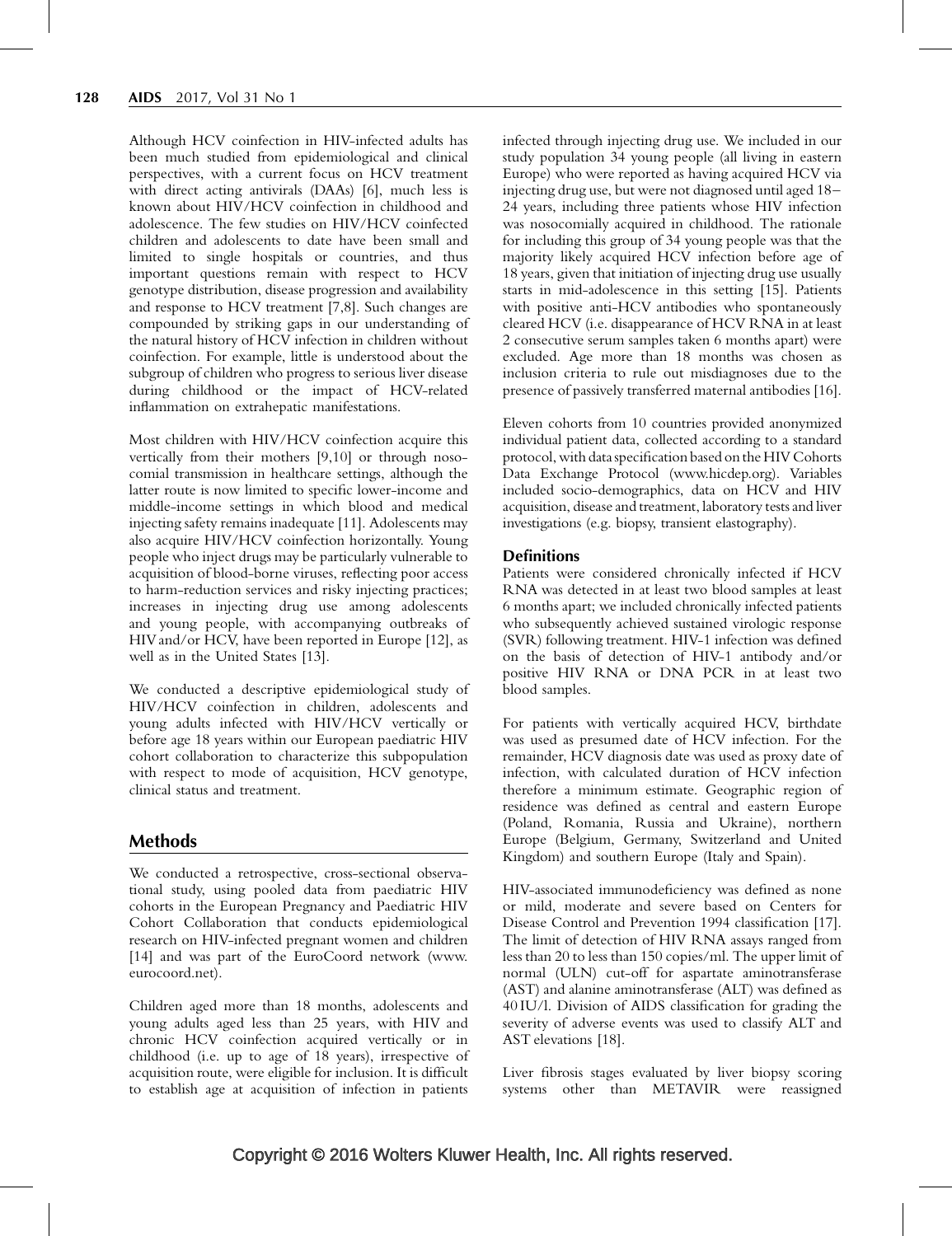Although HCV coinfection in HIV-infected adults has been much studied from epidemiological and clinical perspectives, with a current focus on HCV treatment with direct acting antivirals (DAAs) [6], much less is known about HIV/HCV coinfection in childhood and adolescence. The few studies on HIV/HCV coinfected children and adolescents to date have been small and limited to single hospitals or countries, and thus important questions remain with respect to HCV genotype distribution, disease progression and availability and response to HCV treatment [7,8]. Such changes are compounded by striking gaps in our understanding of the natural history of HCV infection in children without coinfection. For example, little is understood about the subgroup of children who progress to serious liver disease during childhood or the impact of HCV-related inflammation on extrahepatic manifestations.

Most children with HIV/HCV coinfection acquire this vertically from their mothers [9,10] or through nosocomial transmission in healthcare settings, although the latter route is now limited to specific lower-income and middle-income settings in which blood and medical injecting safety remains inadequate [11]. Adolescents may also acquire HIV/HCV coinfection horizontally. Young people who inject drugs may be particularly vulnerable to acquisition of blood-borne viruses, reflecting poor access to harm-reduction services and risky injecting practices; increases in injecting drug use among adolescents and young people, with accompanying outbreaks of HIV and/or HCV, have been reported in Europe [12], as well as in the United States [13].

We conducted a descriptive epidemiological study of HIV/HCV coinfection in children, adolescents and young adults infected with HIV/HCV vertically or before age 18 years within our European paediatric HIV cohort collaboration to characterize this subpopulation with respect to mode of acquisition, HCV genotype, clinical status and treatment.

## Methods

We conducted a retrospective, cross-sectional observational study, using pooled data from paediatric HIV cohorts in the European Pregnancy and Paediatric HIV Cohort Collaboration that conducts epidemiological research on HIV-infected pregnant women and children [14] and was part of the EuroCoord network (www.eurocoord.net).

Children aged more than 18 months, adolescents and young adults aged less than 25 years, with HIV and chronic HCV coinfection acquired vertically or in childhood (i.e. up to age of 18 years), irrespective of acquisition route, were eligible for inclusion. It is difficult to establish age at acquisition of infection in patients infected through injecting drug use. We included in our study population 34 young people (all living in eastern Europe) who were reported as having acquired HCV via injecting drug use, but were not diagnosed until aged 18–24 years, including three patients whose HIV infection was nosocomially acquired in childhood. The rationale for including this group of 34 young people was that the majority likely acquired HCV infection before age of 18 years, given that initiation of injecting drug use usually starts in mid-adolescence in this setting [15]. Patients with positive anti-HCV antibodies who spontaneously cleared HCV (i.e. disappearance of HCV RNA in at least 2 consecutive serum samples taken 6 months apart) were excluded. Age more than 18 months was chosen as inclusion criteria to rule out misdiagnoses due to the presence of passively transferred maternal antibodies [16].

Eleven cohorts from 10 countries provided anonymized individual patient data, collected according to a standard protocol, with data specification based on the HIV Cohorts Data Exchange Protocol (www.hicdep.org). Variables included socio-demographics, data on HCV and HIV acquisition, disease and treatment, laboratory tests and liver investigations (e.g. biopsy, transient elastography).

### Definitions

Patients were considered chronically infected if HCV RNA was detected in at least two blood samples at least 6 months apart; we included chronically infected patients who subsequently achieved sustained virologic response (SVR) following treatment. HIV-1 infection was defined on the basis of detection of HIV-1 antibody and/or positive HIV RNA or DNA PCR in at least two blood samples.

For patients with vertically acquired HCV, birthdate was used as presumed date of HCV infection. For the remainder, HCV diagnosis date was used as proxy date of infection, with calculated duration of HCV infection therefore a minimum estimate. Geographic region of residence was defined as central and eastern Europe (Poland, Romania, Russia and Ukraine), northern Europe (Belgium, Germany, Switzerland and United Kingdom) and southern Europe (Italy and Spain).

HIV-associated immunodeficiency was defined as none or mild, moderate and severe based on Centers for Disease Control and Prevention 1994 classification [17]. The limit of detection of HIV RNA assays ranged from less than 20 to less than 150 copies/ml. The upper limit of normal (ULN) cut-off for aspartate aminotransferase (AST) and alanine aminotransferase (ALT) was defined as 40 IU/l. Division of AIDS classification for grading the severity of adverse events was used to classify ALT and AST elevations [18].

Liver fibrosis stages evaluated by liver biopsy scoring systems other than METAVIR were reassigned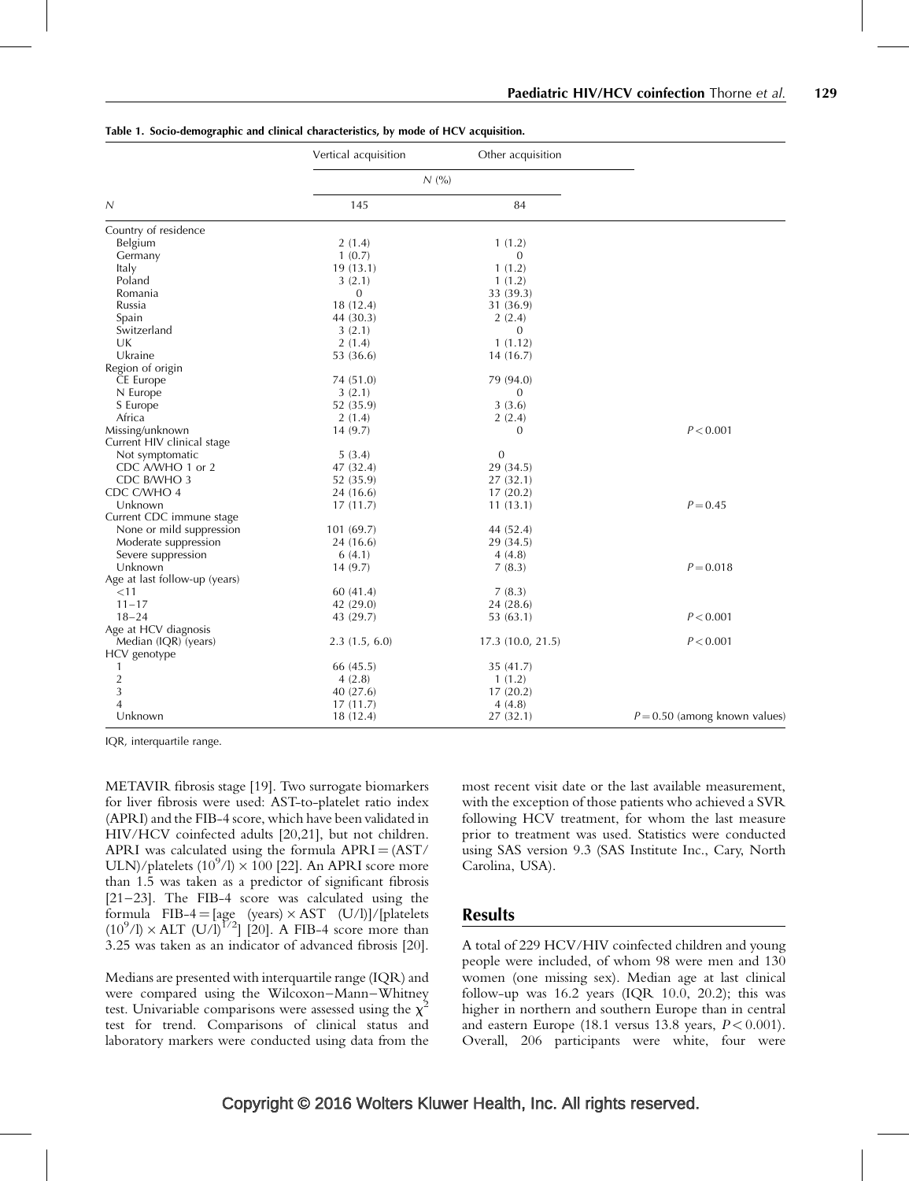Table 1. Socio-demographic and clinical characteristics, by mode of HCV acquisition.

| | Vertical acquisition | Other acquisition | |
|---|---|---|---|
| | $N$ (%) | | |
| $N$ | 145 | 84 | |
| Country of residence | | | |
| Belgium | 2 (1.4) | 1 (1.2) | |
| Germany | 1 (0.7) | 0 | |
| Italy | 19 (13.1) | 1 (1.2) | |
| Poland | 3 (2.1) | 1 (1.2) | |
| Romania | 0 | 33 (39.3) | |
| Russia | 18 (12.4) | 31 (36.9) | |
| Spain | 44 (30.3) | 2 (2.4) | |
| Switzerland | 3 (2.1) | 0 | |
| UK | 2 (1.4) | 1 (1.12) | |
| Ukraine | 53 (36.6) | 14 (16.7) | |
| Region of origin | | | |
| CE Europe | 74 (51.0) | 79 (94.0) | |
| N Europe | 3 (2.1) | 0 | |
| S Europe | 52 (35.9) | 3 (3.6) | |
| Africa | 2 (1.4) | 2 (2.4) | |
| Missing/unknown | 14 (9.7) | 0 | $P < 0.001$ |
| Current HIV clinical stage | | | |
| Not symptomatic | 5 (3.4) | 0 | |
| CDC A/WHO 1 or 2 | 47 (32.4) | 29 (34.5) | |
| CDC B/WHO 3 | 52 (35.9) | 27 (32.1) | |
| CDC C/WHO 4 | 24 (16.6) | 17 (20.2) | |
| Unknown | 17 (11.7) | 11 (13.1) | $P = 0.45$ |
| Current CDC immune stage | | | |
| None or mild suppression | 101 (69.7) | 44 (52.4) | |
| Moderate suppression | 24 (16.6) | 29 (34.5) | |
| Severe suppression | 6 (4.1) | 4 (4.8) | |
| Unknown | 14 (9.7) | 7 (8.3) | $P = 0.018$ |
| Age at last follow-up (years) | | | |
| <11 | 60 (41.4) | 7 (8.3) | |
| 11–17 | 42 (29.0) | 24 (28.6) | |
| 18–24 | 43 (29.7) | 53 (63.1) | $P < 0.001$ |
| Age at HCV diagnosis | | | |
| Median (IQR) (years) | 2.3 (1.5, 6.0) | 17.3 (10.0, 21.5) | $P < 0.001$ |
| HCV genotype | | | |
| 1 | 66 (45.5) | 35 (41.7) | |
| 2 | 4 (2.8) | 1 (1.2) | |
| 3 | 40 (27.6) | 17 (20.2) | |
| 4 | 17 (11.7) | 4 (4.8) | |
| Unknown | 18 (12.4) | 27 (32.1) | $P = 0.50$ (among known values) |

IQR, interquartile range.

METAVIR fibrosis stage [19]. Two surrogate biomarkers for liver fibrosis were used: AST-to-platelet ratio index (APRI) and the FIB-4 score, which have been validated in HIV/HCV coinfected adults [20,21], but not children. APRI was calculated using the formula APRI = (AST/ULN)/platelets $(10^9/l) \times 100$ [22]. An APRI score more than 1.5 was taken as a predictor of significant fibrosis [21–23]. The FIB-4 score was calculated using the formula FIB-4 = [age (years) × AST (U/l)]/[platelets $(10^9/l) \times$ ALT $(U/l)^{1/2}$] [20]. A FIB-4 score more than 3.25 was taken as an indicator of advanced fibrosis [20].

Medians are presented with interquartile range (IQR) and were compared using the Wilcoxon–Mann–Whitney test. Univariable comparisons were assessed using the $\chi^2$ test for trend. Comparisons of clinical status and laboratory markers were conducted using data from the most recent visit date or the last available measurement, with the exception of those patients who achieved a SVR following HCV treatment, for whom the last measure prior to treatment was used. Statistics were conducted using SAS version 9.3 (SAS Institute Inc., Cary, North Carolina, USA).

## Results

A total of 229 HCV/HIV coinfected children and young people were included, of whom 98 were men and 130 women (one missing sex). Median age at last clinical follow-up was 16.2 years (IQR 10.0, 20.2); this was higher in northern and southern Europe than in central and eastern Europe (18.1 versus 13.8 years, $P < 0.001$). Overall, 206 participants were white, four were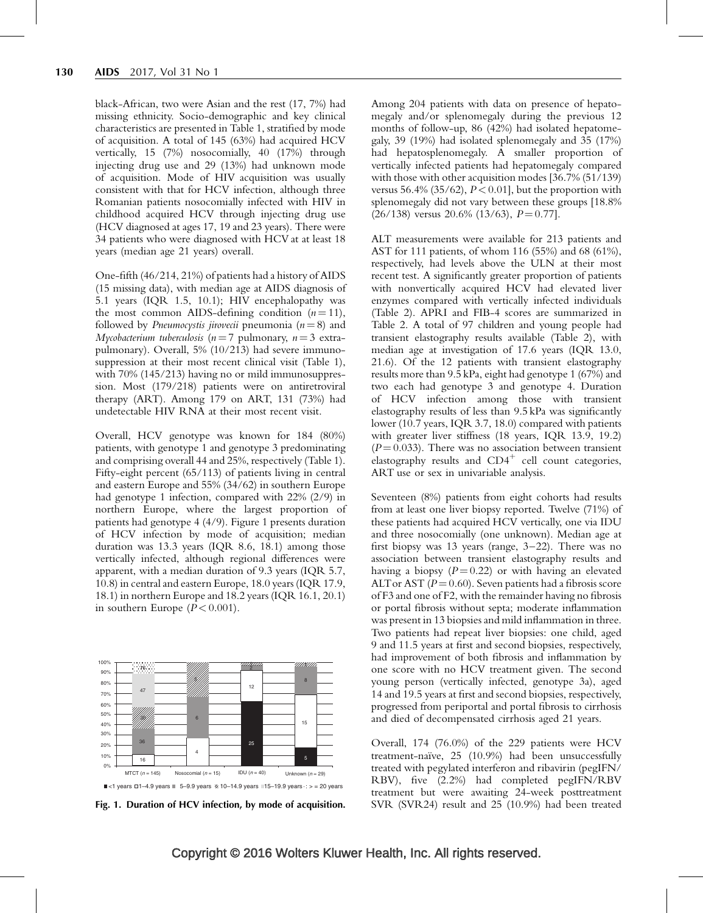black-African, two were Asian and the rest (17, 7%) had missing ethnicity. Socio-demographic and key clinical characteristics are presented in Table 1, stratified by mode of acquisition. A total of 145 (63%) had acquired HCV vertically, 15 (7%) nosocomially, 40 (17%) through injecting drug use and 29 (13%) had unknown mode of acquisition. Mode of HIV acquisition was usually consistent with that for HCV infection, although three Romanian patients nosocomially infected with HIV in childhood acquired HCV through injecting drug use (HCV diagnosed at ages 17, 19 and 23 years). There were 34 patients who were diagnosed with HCV at at least 18 years (median age 21 years) overall.

One-fifth (46/214, 21%) of patients had a history of AIDS (15 missing data), with median age at AIDS diagnosis of 5.1 years (IQR 1.5, 10.1); HIV encephalopathy was the most common AIDS-defining condition ($n = 11$), followed by *Pneumocystis jirovecii* pneumonia ($n = 8$) and *Mycobacterium tuberculosis* ($n = 7$ pulmonary, $n = 3$ extra-pulmonary). Overall, 5% (10/213) had severe immunosuppression at their most recent clinical visit (Table 1), with 70% (145/213) having no or mild immunosuppression. Most (179/218) patients were on antiretroviral therapy (ART). Among 179 on ART, 131 (73%) had undetectable HIV RNA at their most recent visit.

Overall, HCV genotype was known for 184 (80%) patients, with genotype 1 and genotype 3 predominating and comprising overall 44 and 25%, respectively (Table 1). Fifty-eight percent (65/113) of patients living in central and eastern Europe and 55% (34/62) in southern Europe had genotype 1 infection, compared with 22% (2/9) in northern Europe, where the largest proportion of patients had genotype 4 (4/9). Figure 1 presents duration of HCV infection by mode of acquisition; median duration was 13.3 years (IQR 8.6, 18.1) among those vertically infected, although regional differences were apparent, with a median duration of 9.3 years (IQR 5.7, 10.8) in central and eastern Europe, 18.0 years (IQR 17.9, 18.1) in northern Europe and 18.2 years (IQR 16.1, 20.1) in southern Europe ($P < 0.001$).

**Fig. 1. Duration of HCV infection, by mode of acquisition.**

Among 204 patients with data on presence of hepatomegaly and/or splenomegaly during the previous 12 months of follow-up, 86 (42%) had isolated hepatomegaly, 39 (19%) had isolated splenomegaly and 35 (17%) had hepatosplenomegaly. A smaller proportion of vertically infected patients had hepatomegaly compared with those with other acquisition modes [36.7% (51/139) versus 56.4% (35/62), $P < 0.01$], but the proportion with splenomegaly did not vary between these groups [18.8% (26/138) versus 20.6% (13/63), $P = 0.77$].

ALT measurements were available for 213 patients and AST for 111 patients, of whom 116 (55%) and 68 (61%), respectively, had levels above the ULN at their most recent test. A significantly greater proportion of patients with nonvertically acquired HCV had elevated liver enzymes compared with vertically infected individuals (Table 2). APRI and FIB-4 scores are summarized in Table 2. A total of 97 children and young people had transient elastography results available (Table 2), with median age at investigation of 17.6 years (IQR 13.0, 21.6). Of the 12 patients with transient elastography results more than 9.5 kPa, eight had genotype 1 (67%) and two each had genotype 3 and genotype 4. Duration of HCV infection among those with transient elastography results of less than 9.5 kPa was significantly lower (10.7 years, IQR 3.7, 18.0) compared with patients with greater liver stiffness (18 years, IQR 13.9, 19.2) ($P = 0.033$). There was no association between transient elastography results and $CD4^+$ cell count categories, ART use or sex in univariable analysis.

Seventeen (8%) patients from eight cohorts had results from at least one liver biopsy reported. Twelve (71%) of these patients had acquired HCV vertically, one via IDU and three nosocomially (one unknown). Median age at first biopsy was 13 years (range, 3–22). There was no association between transient elastography results and having a biopsy ($P = 0.22$) or with having an elevated ALT or AST ($P = 0.60$). Seven patients had a fibrosis score of F3 and one of F2, with the remainder having no fibrosis or portal fibrosis without septa; moderate inflammation was present in 13 biopsies and mild inflammation in three. Two patients had repeat liver biopsies: one child, aged 9 and 11.5 years at first and second biopsies, respectively, had improvement of both fibrosis and inflammation by one score with no HCV treatment given. The second young person (vertically infected, genotype 3a), aged 14 and 19.5 years at first and second biopsies, respectively, progressed from periportal and portal fibrosis to cirrhosis and died of decompensated cirrhosis aged 21 years.

Overall, 174 (76.0%) of the 229 patients were HCV treatment-naïve, 25 (10.9%) had been unsuccessfully treated with pegylated interferon and ribavirin (pegIFN/RBV), five (2.2%) had completed pegIFN/RBV treatment but were awaiting 24-week posttreatment SVR (SVR24) result and 25 (10.9%) had been treated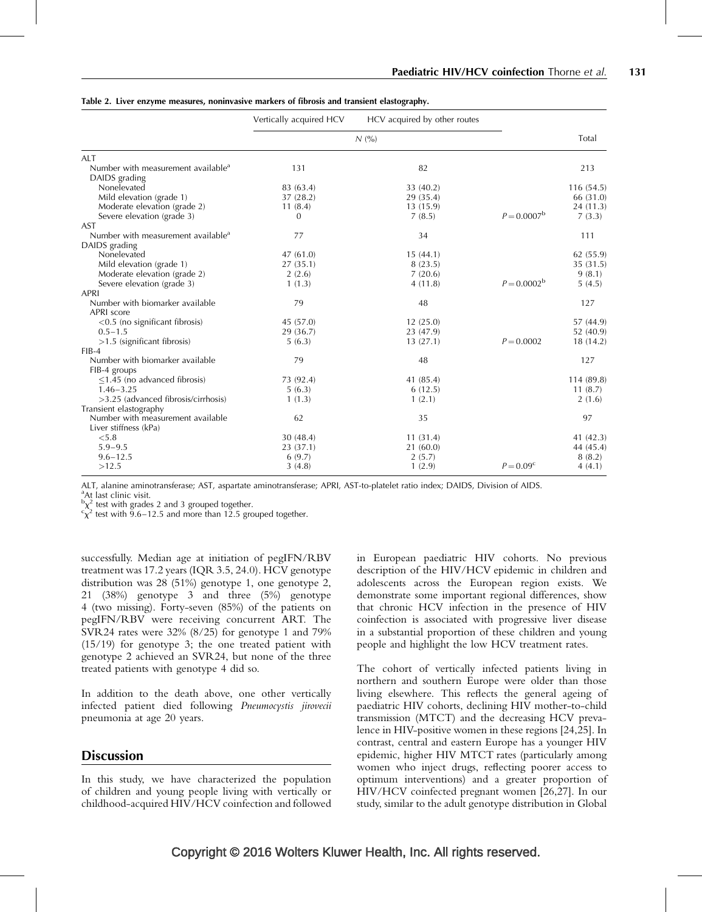Table 2. Liver enzyme measures, noninvasive markers of fibrosis and transient elastography.

| | Vertically acquired HCV | HCV acquired by other routes | | Total |
|---|---|---|---|---|
| | N (%) | | | |
| ALT | | | | |
| Number with measurement available[a] | 131 | 82 | | 213 |
| DAIDS grading | | | | |
| Nonelevated | 83 (63.4) | 33 (40.2) | | 116 (54.5) |
| Mild elevation (grade 1) | 37 (28.2) | 29 (35.4) | | 66 (31.0) |
| Moderate elevation (grade 2) | 11 (8.4) | 13 (15.9) | | 24 (11.3) |
| Severe elevation (grade 3) | 0 | 7 (8.5) | $P=0.0007$[b] | 7 (3.3) |
| AST | | | | |
| Number with measurement available[a] | 77 | 34 | | 111 |
| DAIDS grading | | | | |
| Nonelevated | 47 (61.0) | 15 (44.1) | | 62 (55.9) |
| Mild elevation (grade 1) | 27 (35.1) | 8 (23.5) | | 35 (31.5) |
| Moderate elevation (grade 2) | 2 (2.6) | 7 (20.6) | | 9 (8.1) |
| Severe elevation (grade 3) | 1 (1.3) | 4 (11.8) | $P=0.0002$[b] | 5 (4.5) |
| APRI | | | | |
| Number with biomarker available | 79 | 48 | | 127 |
| APRI score | | | | |
| <0.5 (no significant fibrosis) | 45 (57.0) | 12 (25.0) | | 57 (44.9) |
| 0.5–1.5 | 29 (36.7) | 23 (47.9) | | 52 (40.9) |
| >1.5 (significant fibrosis) | 5 (6.3) | 13 (27.1) | $P=0.0002$ | 18 (14.2) |
| FIB-4 | | | | |
| Number with biomarker available | 79 | 48 | | 127 |
| FIB-4 groups | | | | |
| ≤1.45 (no advanced fibrosis) | 73 (92.4) | 41 (85.4) | | 114 (89.8) |
| 1.46–3.25 | 5 (6.3) | 6 (12.5) | | 11 (8.7) |
| >3.25 (advanced fibrosis/cirrhosis) | 1 (1.3) | 1 (2.1) | | 2 (1.6) |
| Transient elastography | | | | |
| Number with measurement available | 62 | 35 | | 97 |
| Liver stiffness (kPa) | | | | |
| <5.8 | 30 (48.4) | 11 (31.4) | | 41 (42.3) |
| 5.9–9.5 | 23 (37.1) | 21 (60.0) | | 44 (45.4) |
| 9.6–12.5 | 6 (9.7) | 2 (5.7) | | 8 (8.2) |
| >12.5 | 3 (4.8) | 1 (2.9) | $P=0.09$[c] | 4 (4.1) |

ALT, alanine aminotransferase; AST, aspartate aminotransferase; APRI, AST-to-platelet ratio index; DAIDS, Division of AIDS.
[a]At last clinic visit.
[b]$\chi^2$ test with grades 2 and 3 grouped together.
[c]$\chi^2$ test with 9.6–12.5 and more than 12.5 grouped together.

successfully. Median age at initiation of pegIFN/RBV treatment was 17.2 years (IQR 3.5, 24.0). HCV genotype distribution was 28 (51%) genotype 1, one genotype 2, 21 (38%) genotype 3 and three (5%) genotype 4 (two missing). Forty-seven (85%) of the patients on pegIFN/RBV were receiving concurrent ART. The SVR24 rates were 32% (8/25) for genotype 1 and 79% (15/19) for genotype 3; the one treated patient with genotype 2 achieved an SVR24, but none of the three treated patients with genotype 4 did so.

In addition to the death above, one other vertically infected patient died following *Pneumocystis jirovecii* pneumonia at age 20 years.

## Discussion

In this study, we have characterized the population of children and young people living with vertically or childhood-acquired HIV/HCV coinfection and followed in European paediatric HIV cohorts. No previous description of the HIV/HCV epidemic in children and adolescents across the European region exists. We demonstrate some important regional differences, show that chronic HCV infection in the presence of HIV coinfection is associated with progressive liver disease in a substantial proportion of these children and young people and highlight the low HCV treatment rates.

The cohort of vertically infected patients living in northern and southern Europe were older than those living elsewhere. This reflects the general ageing of paediatric HIV cohorts, declining HIV mother-to-child transmission (MTCT) and the decreasing HCV prevalence in HIV-positive women in these regions [24,25]. In contrast, central and eastern Europe has a younger HIV epidemic, higher HIV MTCT rates (particularly among women who inject drugs, reflecting poorer access to optimum interventions) and a greater proportion of HIV/HCV coinfected pregnant women [26,27]. In our study, similar to the adult genotype distribution in Global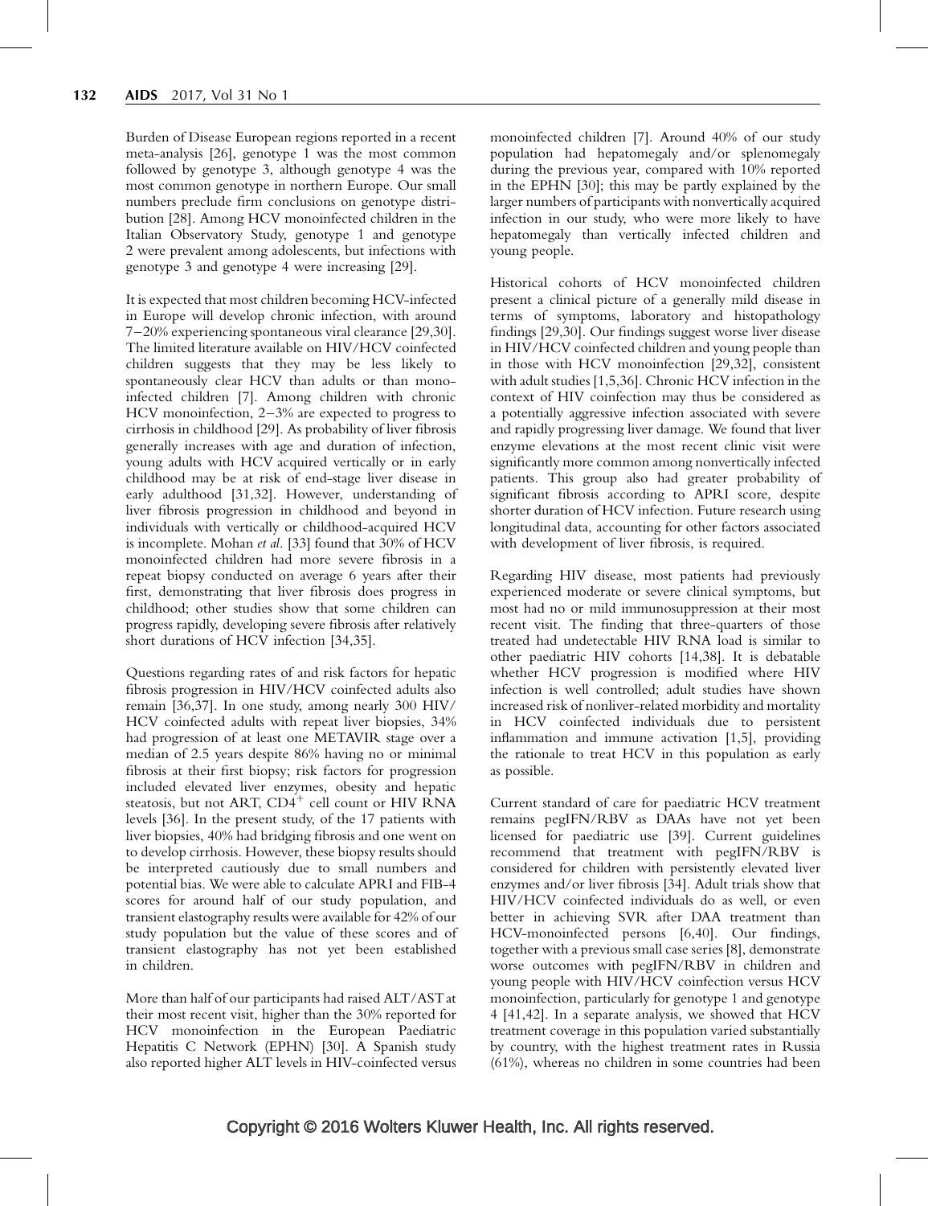Burden of Disease European regions reported in a recent meta-analysis [26], genotype 1 was the most common followed by genotype 3, although genotype 4 was the most common genotype in northern Europe. Our small numbers preclude firm conclusions on genotype distribution [28]. Among HCV monoinfected children in the Italian Observatory Study, genotype 1 and genotype 2 were prevalent among adolescents, but infections with genotype 3 and genotype 4 were increasing [29].

It is expected that most children becoming HCV-infected in Europe will develop chronic infection, with around 7–20% experiencing spontaneous viral clearance [29,30]. The limited literature available on HIV/HCV coinfected children suggests that they may be less likely to spontaneously clear HCV than adults or than monoinfected children [7]. Among children with chronic HCV monoinfection, 2–3% are expected to progress to cirrhosis in childhood [29]. As probability of liver fibrosis generally increases with age and duration of infection, young adults with HCV acquired vertically or in early childhood may be at risk of end-stage liver disease in early adulthood [31,32]. However, understanding of liver fibrosis progression in childhood and beyond in individuals with vertically or childhood-acquired HCV is incomplete. Mohan *et al.* [33] found that 30% of HCV monoinfected children had more severe fibrosis in a repeat biopsy conducted on average 6 years after their first, demonstrating that liver fibrosis does progress in childhood; other studies show that some children can progress rapidly, developing severe fibrosis after relatively short durations of HCV infection [34,35].

Questions regarding rates of and risk factors for hepatic fibrosis progression in HIV/HCV coinfected adults also remain [36,37]. In one study, among nearly 300 HIV/HCV coinfected adults with repeat liver biopsies, 34% had progression of at least one METAVIR stage over a median of 2.5 years despite 86% having no or minimal fibrosis at their first biopsy; risk factors for progression included elevated liver enzymes, obesity and hepatic steatosis, but not ART, $CD4^+$ cell count or HIV RNA levels [36]. In the present study, of the 17 patients with liver biopsies, 40% had bridging fibrosis and one went on to develop cirrhosis. However, these biopsy results should be interpreted cautiously due to small numbers and potential bias. We were able to calculate APRI and FIB-4 scores for around half of our study population, and transient elastography results were available for 42% of our study population but the value of these scores and of transient elastography has not yet been established in children.

More than half of our participants had raised ALT/AST at their most recent visit, higher than the 30% reported for HCV monoinfection in the European Paediatric Hepatitis C Network (EPHN) [30]. A Spanish study also reported higher ALT levels in HIV-coinfected versus monoinfected children [7]. Around 40% of our study population had hepatomegaly and/or splenomegaly during the previous year, compared with 10% reported in the EPHN [30]; this may be partly explained by the larger numbers of participants with nonvertically acquired infection in our study, who were more likely to have hepatomegaly than vertically infected children and young people.

Historical cohorts of HCV monoinfected children present a clinical picture of a generally mild disease in terms of symptoms, laboratory and histopathology findings [29,30]. Our findings suggest worse liver disease in HIV/HCV coinfected children and young people than in those with HCV monoinfection [29,32], consistent with adult studies [1,5,36]. Chronic HCV infection in the context of HIV coinfection may thus be considered as a potentially aggressive infection associated with severe and rapidly progressing liver damage. We found that liver enzyme elevations at the most recent clinic visit were significantly more common among nonvertically infected patients. This group also had greater probability of significant fibrosis according to APRI score, despite shorter duration of HCV infection. Future research using longitudinal data, accounting for other factors associated with development of liver fibrosis, is required.

Regarding HIV disease, most patients had previously experienced moderate or severe clinical symptoms, but most had no or mild immunosuppression at their most recent visit. The finding that three-quarters of those treated had undetectable HIV RNA load is similar to other paediatric HIV cohorts [14,38]. It is debatable whether HCV progression is modified where HIV infection is well controlled; adult studies have shown increased risk of nonliver-related morbidity and mortality in HCV coinfected individuals due to persistent inflammation and immune activation [1,5], providing the rationale to treat HCV in this population as early as possible.

Current standard of care for paediatric HCV treatment remains pegIFN/RBV as DAAs have not yet been licensed for paediatric use [39]. Current guidelines recommend that treatment with pegIFN/RBV is considered for children with persistently elevated liver enzymes and/or liver fibrosis [34]. Adult trials show that HIV/HCV coinfected individuals do as well, or even better in achieving SVR after DAA treatment than HCV-monoinfected persons [6,40]. Our findings, together with a previous small case series [8], demonstrate worse outcomes with pegIFN/RBV in children and young people with HIV/HCV coinfection versus HCV monoinfection, particularly for genotype 1 and genotype 4 [41,42]. In a separate analysis, we showed that HCV treatment coverage in this population varied substantially by country, with the highest treatment rates in Russia (61%), whereas no children in some countries had been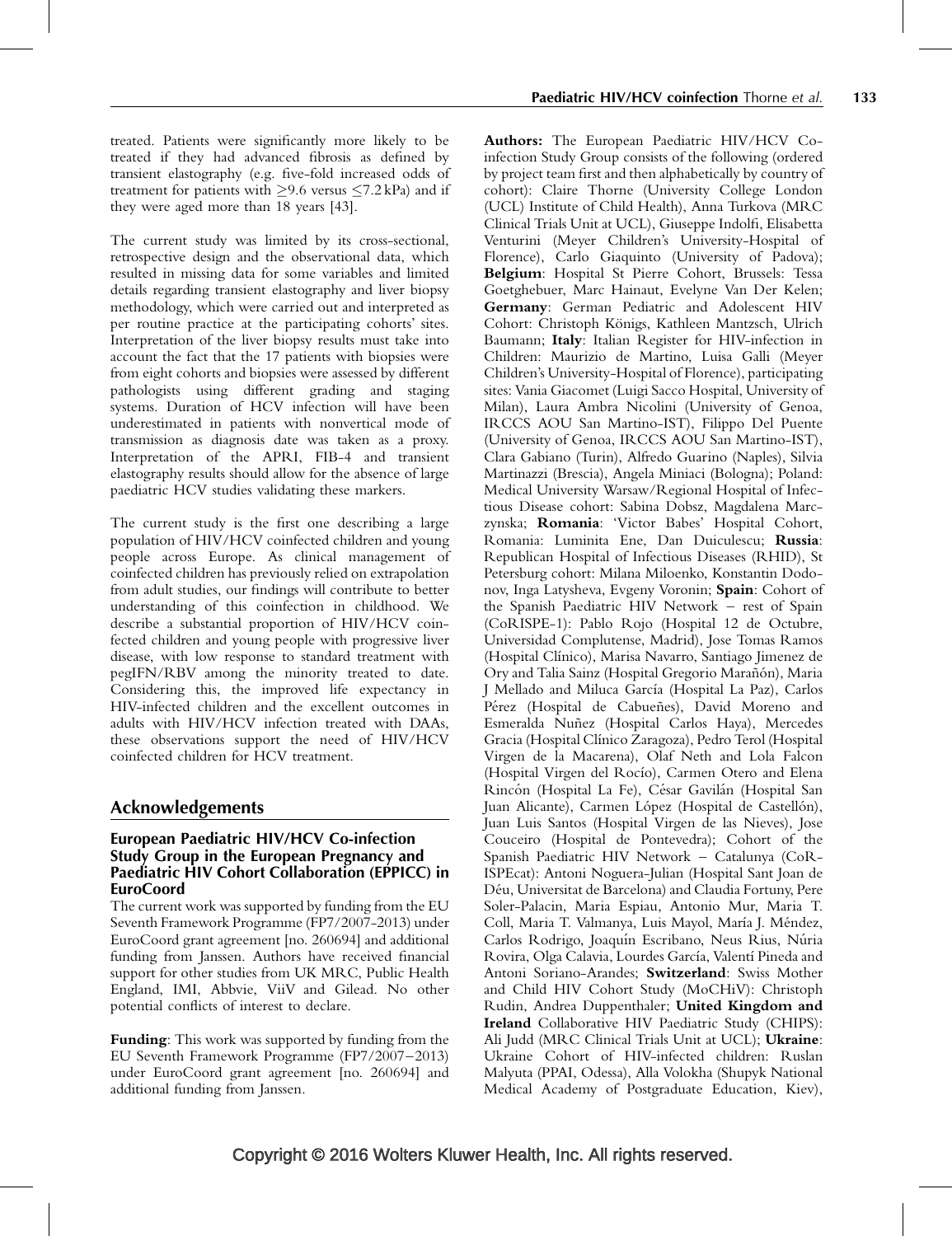treated. Patients were significantly more likely to be treated if they had advanced fibrosis as defined by transient elastography (e.g. five-fold increased odds of treatment for patients with $\geq$9.6 versus $\leq$7.2 kPa) and if they were aged more than 18 years [43].

The current study was limited by its cross-sectional, retrospective design and the observational data, which resulted in missing data for some variables and limited details regarding transient elastography and liver biopsy methodology, which were carried out and interpreted as per routine practice at the participating cohorts' sites. Interpretation of the liver biopsy results must take into account the fact that the 17 patients with biopsies were from eight cohorts and biopsies were assessed by different pathologists using different grading and staging systems. Duration of HCV infection will have been underestimated in patients with nonvertical mode of transmission as diagnosis date was taken as a proxy. Interpretation of the APRI, FIB-4 and transient elastography results should allow for the absence of large paediatric HCV studies validating these markers.

The current study is the first one describing a large population of HIV/HCV coinfected children and young people across Europe. As clinical management of coinfected children has previously relied on extrapolation from adult studies, our findings will contribute to better understanding of this coinfection in childhood. We describe a substantial proportion of HIV/HCV coinfected children and young people with progressive liver disease, with low response to standard treatment with pegIFN/RBV among the minority treated to date. Considering this, the improved life expectancy in HIV-infected children and the excellent outcomes in adults with HIV/HCV infection treated with DAAs, these observations support the need of HIV/HCV coinfected children for HCV treatment.

## Acknowledgements

### European Paediatric HIV/HCV Co-infection Study Group in the European Pregnancy and Paediatric HIV Cohort Collaboration (EPPICC) in EuroCoord

The current work was supported by funding from the EU Seventh Framework Programme (FP7/2007-2013) under EuroCoord grant agreement [no. 260694] and additional funding from Janssen. Authors have received financial support for other studies from UK MRC, Public Health England, IMI, Abbvie, ViiV and Gilead. No other potential conflicts of interest to declare.

**Funding**: This work was supported by funding from the EU Seventh Framework Programme (FP7/2007–2013) under EuroCoord grant agreement [no. 260694] and additional funding from Janssen.

**Authors:** The European Paediatric HIV/HCV Co-infection Study Group consists of the following (ordered by project team first and then alphabetically by country of cohort): Claire Thorne (University College London (UCL) Institute of Child Health), Anna Turkova (MRC Clinical Trials Unit at UCL), Giuseppe Indolfi, Elisabetta Venturini (Meyer Children's University-Hospital of Florence), Carlo Giaquinto (University of Padova); **Belgium**: Hospital St Pierre Cohort, Brussels: Tessa Goetghebuer, Marc Hainaut, Evelyne Van Der Kelen; **Germany**: German Pediatric and Adolescent HIV Cohort: Christoph Königs, Kathleen Mantzsch, Ulrich Baumann; **Italy**: Italian Register for HIV-infection in Children: Maurizio de Martino, Luisa Galli (Meyer Children's University-Hospital of Florence), participating sites: Vania Giacomet (Luigi Sacco Hospital, University of Milan), Laura Ambra Nicolini (University of Genoa, IRCCS AOU San Martino-IST), Filippo Del Puente (University of Genoa, IRCCS AOU San Martino-IST), Clara Gabiano (Turin), Alfredo Guarino (Naples), Silvia Martinazzi (Brescia), Angela Miniaci (Bologna); Poland: Medical University Warsaw/Regional Hospital of Infectious Disease cohort: Sabina Dobsz, Magdalena Marczynska; **Romania**: 'Victor Babes' Hospital Cohort, Romania: Luminita Ene, Dan Duiculescu; **Russia**: Republican Hospital of Infectious Diseases (RHID), St Petersburg cohort: Milana Miloenko, Konstantin Dodonov, Inga Latysheva, Evgeny Voronin; **Spain**: Cohort of the Spanish Paediatric HIV Network – rest of Spain (CoRISPE-1): Pablo Rojo (Hospital 12 de Octubre, Universidad Complutense, Madrid), Jose Tomas Ramos (Hospital Clínico), Marisa Navarro, Santiago Jimenez de Ory and Talia Sainz (Hospital Gregorio Marañón), Maria J Mellado and Miluca García (Hospital La Paz), Carlos Pérez (Hospital de Cabueñes), David Moreno and Esmeralda Nuñez (Hospital Carlos Haya), Mercedes Gracia (Hospital Clínico Zaragoza), Pedro Terol (Hospital Virgen de la Macarena), Olaf Neth and Lola Falcon (Hospital Virgen del Rocío), Carmen Otero and Elena Rincón (Hospital La Fe), César Gavilán (Hospital San Juan Alicante), Carmen López (Hospital de Castellón), Juan Luis Santos (Hospital Virgen de las Nieves), Jose Couceiro (Hospital de Pontevedra); Cohort of the Spanish Paediatric HIV Network – Catalunya (CoRISPEcat): Antoni Noguera-Julian (Hospital Sant Joan de Déu, Universitat de Barcelona) and Claudia Fortuny, Pere Soler-Palacin, Maria Espiau, Antonio Mur, Maria T. Coll, Maria T. Valmanya, Luis Mayol, María J. Méndez, Carlos Rodrigo, Joaquín Escribano, Neus Rius, Núria Rovira, Olga Calavia, Lourdes García, Valentí Pineda and Antoni Soriano-Arandes; **Switzerland**: Swiss Mother and Child HIV Cohort Study (MoCHiV): Christoph Rudin, Andrea Duppenthaler; **United Kingdom and Ireland** Collaborative HIV Paediatric Study (CHIPS): Ali Judd (MRC Clinical Trials Unit at UCL); **Ukraine**: Ukraine Cohort of HIV-infected children: Ruslan Malyuta (PPAI, Odessa), Alla Volokha (Shupyk National Medical Academy of Postgraduate Education, Kiev),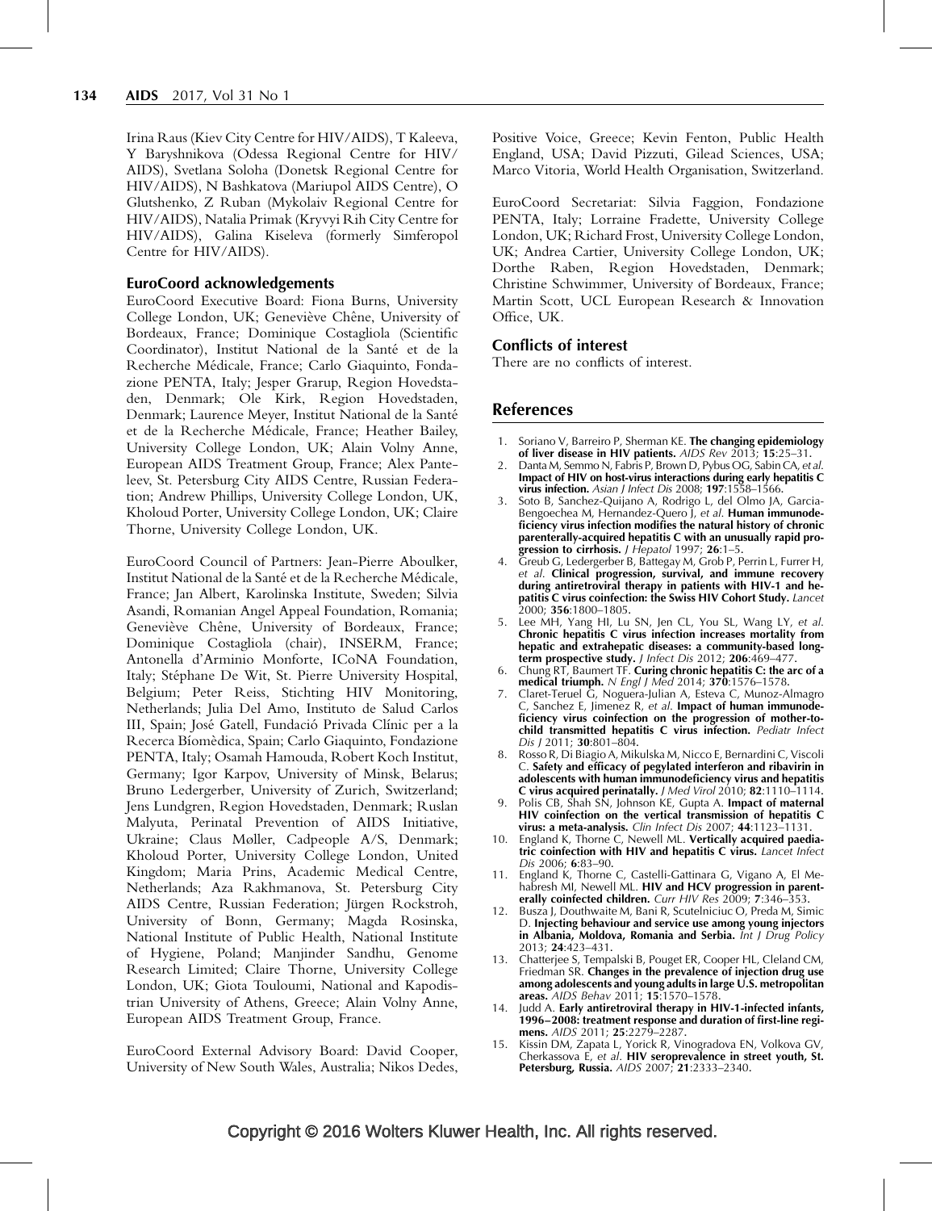Irina Raus (Kiev City Centre for HIV/AIDS), T Kaleeva, Y Baryshnikova (Odessa Regional Centre for HIV/AIDS), Svetlana Soloha (Donetsk Regional Centre for HIV/AIDS), N Bashkatova (Mariupol AIDS Centre), O Glutshenko, Z Ruban (Mykolaiv Regional Centre for HIV/AIDS), Natalia Primak (Kryvyi Rih City Centre for HIV/AIDS), Galina Kiseleva (formerly Simferopol Centre for HIV/AIDS).

## EuroCoord acknowledgements

EuroCoord Executive Board: Fiona Burns, University College London, UK; Geneviève Chêne, University of Bordeaux, France; Dominique Costagliola (Scientific Coordinator), Institut National de la Santé et de la Recherche Médicale, France; Carlo Giaquinto, Fondazione PENTA, Italy; Jesper Grarup, Region Hovedstaden, Denmark; Ole Kirk, Region Hovedstaden, Denmark; Laurence Meyer, Institut National de la Santé et de la Recherche Médicale, France; Heather Bailey, University College London, UK; Alain Volny Anne, European AIDS Treatment Group, France; Alex Panteleev, St. Petersburg City AIDS Centre, Russian Federation; Andrew Phillips, University College London, UK, Kholoud Porter, University College London, UK; Claire Thorne, University College London, UK.

EuroCoord Council of Partners: Jean-Pierre Aboulker, Institut National de la Santé et de la Recherche Médicale, France; Jan Albert, Karolinska Institute, Sweden; Silvia Asandi, Romanian Angel Appeal Foundation, Romania; Geneviève Chêne, University of Bordeaux, France; Dominique Costagliola (chair), INSERM, France; Antonella d'Arminio Monforte, ICoNA Foundation, Italy; Stéphane De Wit, St. Pierre University Hospital, Belgium; Peter Reiss, Stichting HIV Monitoring, Netherlands; Julia Del Amo, Instituto de Salud Carlos III, Spain; José Gatell, Fundació Privada Clínic per a la Recerca Bíomèdica, Spain; Carlo Giaquinto, Fondazione PENTA, Italy; Osamah Hamouda, Robert Koch Institut, Germany; Igor Karpov, University of Minsk, Belarus; Bruno Ledergerber, University of Zurich, Switzerland; Jens Lundgren, Region Hovedstaden, Denmark; Ruslan Malyuta, Perinatal Prevention of AIDS Initiative, Ukraine; Claus Møller, Cadpeople A/S, Denmark; Kholoud Porter, University College London, United Kingdom; Maria Prins, Academic Medical Centre, Netherlands; Aza Rakhmanova, St. Petersburg City AIDS Centre, Russian Federation; Jürgen Rockstroh, University of Bonn, Germany; Magda Rosinska, National Institute of Public Health, National Institute of Hygiene, Poland; Manjinder Sandhu, Genome Research Limited; Claire Thorne, University College London, UK; Giota Touloumi, National and Kapodistrian University of Athens, Greece; Alain Volny Anne, European AIDS Treatment Group, France.

EuroCoord External Advisory Board: David Cooper, University of New South Wales, Australia; Nikos Dedes, Positive Voice, Greece; Kevin Fenton, Public Health England, USA; David Pizzuti, Gilead Sciences, USA; Marco Vitoria, World Health Organisation, Switzerland.

EuroCoord Secretariat: Silvia Faggion, Fondazione PENTA, Italy; Lorraine Fradette, University College London, UK; Richard Frost, University College London, UK; Andrea Cartier, University College London, UK; Dorthe Raben, Region Hovedstaden, Denmark; Christine Schwimmer, University of Bordeaux, France; Martin Scott, UCL European Research & Innovation Office, UK.

## Conflicts of interest

There are no conflicts of interest.

## References

1. Soriano V, Barreiro P, Sherman KE. **The changing epidemiology of liver disease in HIV patients.** *AIDS Rev* 2013; **15**:25–31.
2. Danta M, Semmo N, Fabris P, Brown D, Pybus OG, Sabin CA, *et al.* **Impact of HIV on host-virus interactions during early hepatitis C virus infection.** *Asian J Infect Dis* 2008; **197**:1558–1566.
3. Soto B, Sanchez-Quijano A, Rodrigo L, del Olmo JA, Garcia-Bengoechea M, Hernandez-Quero J, *et al.* **Human immunodeficiency virus infection modifies the natural history of chronic parenterally-acquired hepatitis C with an unusually rapid progression to cirrhosis.** *J Hepatol* 1997; **26**:1–5.
4. Greub G, Ledergerber B, Battegay M, Grob P, Perrin L, Furrer H, *et al.* **Clinical progression, survival, and immune recovery during antiretroviral therapy in patients with HIV-1 and hepatitis C virus coinfection: the Swiss HIV Cohort Study.** *Lancet* 2000; **356**:1800–1805.
5. Lee MH, Yang HI, Lu SN, Jen CL, You SL, Wang LY, *et al.* **Chronic hepatitis C virus infection increases mortality from hepatic and extrahepatic diseases: a community-based long-term prospective study.** *J Infect Dis* 2012; **206**:469–477.
6. Chung RT, Baumert TF. **Curing chronic hepatitis C: the arc of a medical triumph.** *N Engl J Med* 2014; **370**:1576–1578.
7. Claret-Teruel G, Noguera-Julian A, Esteva C, Munoz-Almagro C, Sanchez E, Jimenez R, *et al.* **Impact of human immunodeficiency virus coinfection on the progression of mother-to-child transmitted hepatitis C virus infection.** *Pediatr Infect Dis J* 2011; **30**:801–804.
8. Rosso R, Di Biagio A, Mikulska M, Nicco E, Bernardini C, Viscoli C. **Safety and efficacy of pegylated interferon and ribavirin in adolescents with human immunodeficiency virus and hepatitis C virus acquired perinatally.** *J Med Virol* 2010; **82**:1110–1114.
9. Polis CB, Shah SN, Johnson KE, Gupta A. **Impact of maternal HIV coinfection on the vertical transmission of hepatitis C virus: a meta-analysis.** *Clin Infect Dis* 2007; **44**:1123–1131.
10. England K, Thorne C, Newell ML. **Vertically acquired paediatric coinfection with HIV and hepatitis C virus.** *Lancet Infect Dis* 2006; **6**:83–90.
11. England K, Thorne C, Castelli-Gattinara G, Vigano A, El Mehabresh MI, Newell ML. **HIV and HCV progression in parenterally coinfected children.** *Curr HIV Res* 2009; **7**:346–353.
12. Busza J, Douthwaite M, Bani R, Scutelniciuc O, Preda M, Simic D. **Injecting behaviour and service use among young injectors in Albania, Moldova, Romania and Serbia.** *Int J Drug Policy* 2013; **24**:423–431.
13. Chatterjee S, Tempalski B, Pouget ER, Cooper HL, Cleland CM, Friedman SR. **Changes in the prevalence of injection drug use among adolescents and young adults in large U.S. metropolitan areas.** *AIDS Behav* 2011; **15**:1570–1578.
14. Judd A. **Early antiretroviral therapy in HIV-1-infected infants, 1996–2008: treatment response and duration of first-line regimens.** *AIDS* 2011; **25**:2279–2287.
15. Kissin DM, Zapata L, Yorick R, Vinogradova EN, Volkova GV, Cherkassova E, *et al.* **HIV seroprevalence in street youth, St. Petersburg, Russia.** *AIDS* 2007; **21**:2333–2340.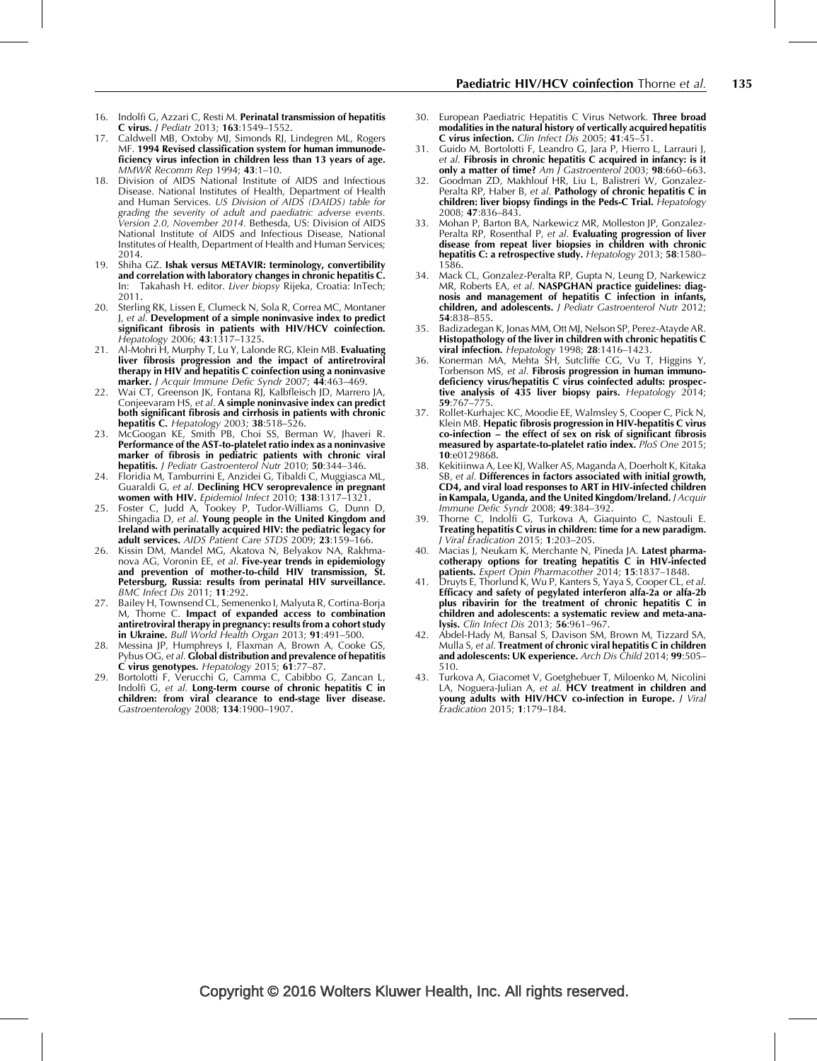16. Indolfi G, Azzari C, Resti M. **Perinatal transmission of hepatitis C virus.** *J Pediatr* 2013; **163**:1549–1552.
17. Caldwell MB, Oxtoby MJ, Simonds RJ, Lindegren ML, Rogers MF. **1994 Revised classification system for human immunodeficiency virus infection in children less than 13 years of age.** *MMWR Recomm Rep* 1994; **43**:1–10.
18. Division of AIDS National Institute of AIDS and Infectious Disease. National Institutes of Health, Department of Health and Human Services. *US Division of AIDS (DAIDS) table for grading the severity of adult and paediatric adverse events. Version 2.0, November 2014.* Bethesda, US: Division of AIDS National Institute of AIDS and Infectious Disease, National Institutes of Health, Department of Health and Human Services; 2014.
19. Shiha GZ. **Ishak versus METAVIR: terminology, convertibility and correlation with laboratory changes in chronic hepatitis C.** In: Takahash H. editor. *Liver biopsy* Rijeka, Croatia: InTech; 2011.
20. Sterling RK, Lissen E, Clumeck N, Sola R, Correa MC, Montaner J, *et al*. **Development of a simple noninvasive index to predict significant fibrosis in patients with HIV/HCV coinfection.** *Hepatology* 2006; **43**:1317–1325.
21. Al-Mohri H, Murphy T, Lu Y, Lalonde RG, Klein MB. **Evaluating liver fibrosis progression and the impact of antiretroviral therapy in HIV and hepatitis C coinfection using a noninvasive marker.** *J Acquir Immune Defic Syndr* 2007; **44**:463–469.
22. Wai CT, Greenson JK, Fontana RJ, Kalbfleisch JD, Marrero JA, Conjeevaram HS, *et al*. **A simple noninvasive index can predict both significant fibrosis and cirrhosis in patients with chronic hepatitis C.** *Hepatology* 2003; **38**:518–526.
23. McGoogan KE, Smith PB, Choi SS, Berman W, Jhaveri R. **Performance of the AST-to-platelet ratio index as a noninvasive marker of fibrosis in pediatric patients with chronic viral hepatitis.** *J Pediatr Gastroenterol Nutr* 2010; **50**:344–346.
24. Floridia M, Tamburrini E, Anzidei G, Tibaldi C, Muggiasca ML, Guaraldi G, *et al*. **Declining HCV seroprevalence in pregnant women with HIV.** *Epidemiol Infect* 2010; **138**:1317–1321.
25. Foster C, Judd A, Tookey P, Tudor-Williams G, Dunn D, Shingadia D, *et al*. **Young people in the United Kingdom and Ireland with perinatally acquired HIV: the pediatric legacy for adult services.** *AIDS Patient Care STDS* 2009; **23**:159–166.
26. Kissin DM, Mandel MG, Akatova N, Belyakov NA, Rakhmanova AG, Voronin EE, *et al*. **Five-year trends in epidemiology and prevention of mother-to-child HIV transmission, St. Petersburg, Russia: results from perinatal HIV surveillance.** *BMC Infect Dis* 2011; **11**:292.
27. Bailey H, Townsend CL, Semenenko I, Malyuta R, Cortina-Borja M, Thorne C. **Impact of expanded access to combination antiretroviral therapy in pregnancy: results from a cohort study in Ukraine.** *Bull World Health Organ* 2013; **91**:491–500.
28. Messina JP, Humphreys I, Flaxman A, Brown A, Cooke GS, Pybus OG, *et al*. **Global distribution and prevalence of hepatitis C virus genotypes.** *Hepatology* 2015; **61**:77–87.
29. Bortolotti F, Verucchi G, Camma C, Cabibbo G, Zancan L, Indolfi G, *et al*. **Long-term course of chronic hepatitis C in children: from viral clearance to end-stage liver disease.** *Gastroenterology* 2008; **134**:1900–1907.
30. European Paediatric Hepatitis C Virus Network. **Three broad modalities in the natural history of vertically acquired hepatitis C virus infection.** *Clin Infect Dis* 2005; **41**:45–51.
31. Guido M, Bortolotti F, Leandro G, Jara P, Hierro L, Larrauri J, *et al*. **Fibrosis in chronic hepatitis C acquired in infancy: is it only a matter of time?** *Am J Gastroenterol* 2003; **98**:660–663.
32. Goodman ZD, Makhlouf HR, Liu L, Balistreri W, Gonzalez-Peralta RP, Haber B, *et al*. **Pathology of chronic hepatitis C in children: liver biopsy findings in the Peds-C Trial.** *Hepatology* 2008; **47**:836–843.
33. Mohan P, Barton BA, Narkewicz MR, Molleston JP, Gonzalez-Peralta RP, Rosenthal P, *et al*. **Evaluating progression of liver disease from repeat liver biopsies in children with chronic hepatitis C: a retrospective study.** *Hepatology* 2013; **58**:1580–1586.
34. Mack CL, Gonzalez-Peralta RP, Gupta N, Leung D, Narkewicz MR, Roberts EA, *et al*. **NASPGHAN practice guidelines: diagnosis and management of hepatitis C infection in infants, children, and adolescents.** *J Pediatr Gastroenterol Nutr* 2012; **54**:838–855.
35. Badizadegan K, Jonas MM, Ott MJ, Nelson SP, Perez-Atayde AR. **Histopathology of the liver in children with chronic hepatitis C viral infection.** *Hepatology* 1998; **28**:1416–1423.
36. Konerman MA, Mehta SH, Sutcliffe CG, Vu T, Higgins Y, Torbenson MS, *et al*. **Fibrosis progression in human immunodeficiency virus/hepatitis C virus coinfected adults: prospective analysis of 435 liver biopsy pairs.** *Hepatology* 2014; **59**:767–775.
37. Rollet-Kurhajec KC, Moodie EE, Walmsley S, Cooper C, Pick N, Klein MB. **Hepatic fibrosis progression in HIV-hepatitis C virus co-infection – the effect of sex on risk of significant fibrosis measured by aspartate-to-platelet ratio index.** *PloS One* 2015; **10**:e0129868.
38. Kekitiinwa A, Lee KJ, Walker AS, Maganda A, Doerholt K, Kitaka SB, *et al*. **Differences in factors associated with initial growth, CD4, and viral load responses to ART in HIV-infected children in Kampala, Uganda, and the United Kingdom/Ireland.** *J Acquir Immune Defic Syndr* 2008; **49**:384–392.
39. Thorne C, Indolfi G, Turkova A, Giaquinto C, Nastouli E. **Treating hepatitis C virus in children: time for a new paradigm.** *J Viral Eradication* 2015; **1**:203–205.
40. Macias J, Neukam K, Merchante N, Pineda JA. **Latest pharmacotherapy options for treating hepatitis C in HIV-infected patients.** *Expert Opin Pharmacother* 2014; **15**:1837–1848.
41. Druyts E, Thorlund K, Wu P, Kanters S, Yaya S, Cooper CL, *et al*. **Efficacy and safety of pegylated interferon alfa-2a or alfa-2b plus ribavirin for the treatment of chronic hepatitis C in children and adolescents: a systematic review and meta-analysis.** *Clin Infect Dis* 2013; **56**:961–967.
42. Abdel-Hady M, Bansal S, Davison SM, Brown M, Tizzard SA, Mulla S, *et al*. **Treatment of chronic viral hepatitis C in children and adolescents: UK experience.** *Arch Dis Child* 2014; **99**:505–510.
43. Turkova A, Giacomet V, Goetghebuer T, Miloenko M, Nicolini LA, Noguera-Julian A, *et al*. **HCV treatment in children and young adults with HIV/HCV co-infection in Europe.** *J Viral Eradication* 2015; **1**:179–184.